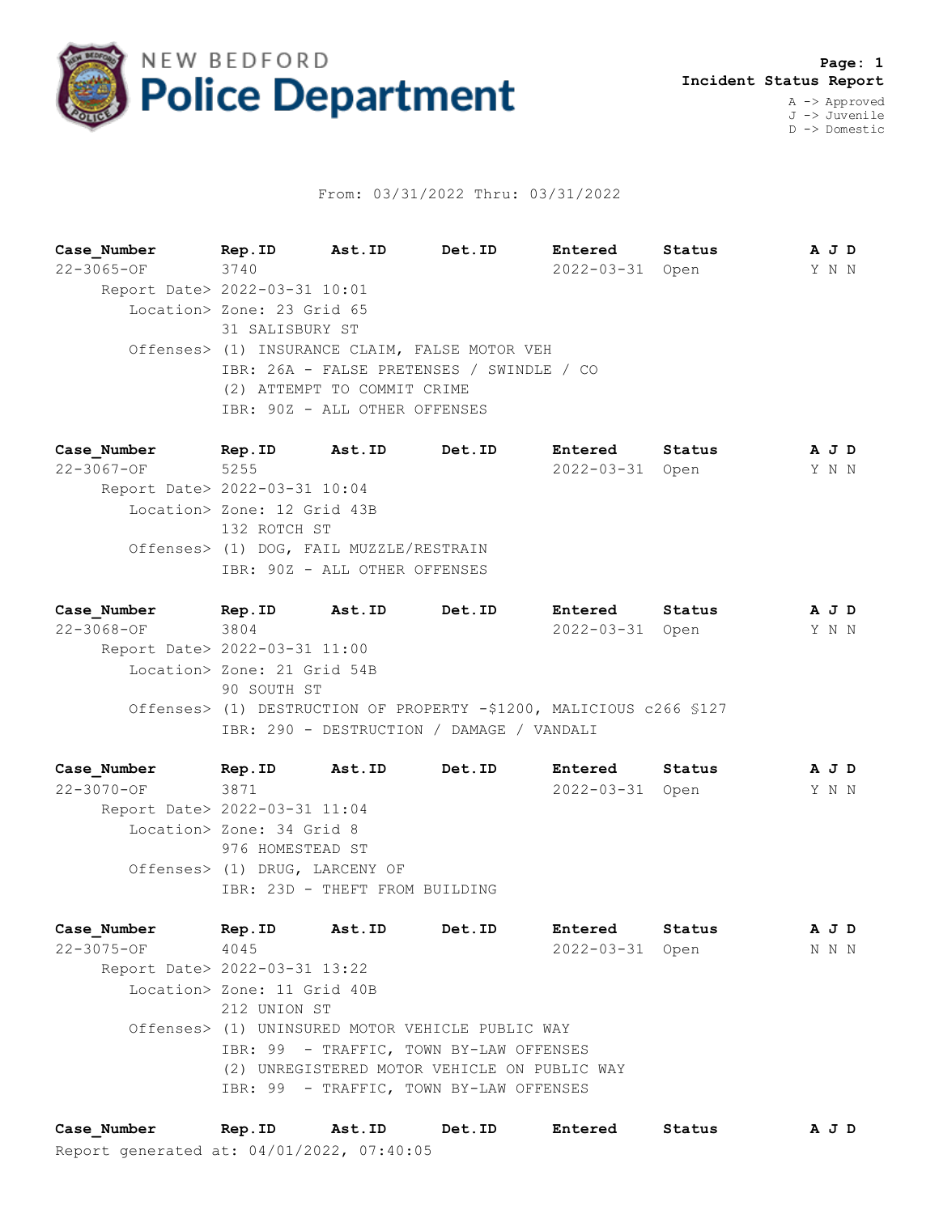# New Bedford Police Department

**Page: 1**
**Incident Status Report**

A -> Approved
J -> Juvenile
D -> Domestic

From: 03/31/2022 Thru: 03/31/2022

| Case_Number | Rep.ID | Ast.ID | Det.ID | Entered | Status | A J D |
|---|---|---|---|---|---|---|
| 22-3065-OF | 3740 | | | 2022-03-31 | Open | Y N N |

Report Date> 2022-03-31 10:01
Location> Zone: 23 Grid 65
31 SALISBURY ST
Offenses> (1) INSURANCE CLAIM, FALSE MOTOR VEH
IBR: 26A - FALSE PRETENSES / SWINDLE / CO
(2) ATTEMPT TO COMMIT CRIME
IBR: 90Z - ALL OTHER OFFENSES

| Case_Number | Rep.ID | Ast.ID | Det.ID | Entered | Status | A J D |
|---|---|---|---|---|---|---|
| 22-3067-OF | 5255 | | | 2022-03-31 | Open | Y N N |

Report Date> 2022-03-31 10:04
Location> Zone: 12 Grid 43B
132 ROTCH ST
Offenses> (1) DOG, FAIL MUZZLE/RESTRAIN
IBR: 90Z - ALL OTHER OFFENSES

| Case_Number | Rep.ID | Ast.ID | Det.ID | Entered | Status | A J D |
|---|---|---|---|---|---|---|
| 22-3068-OF | 3804 | | | 2022-03-31 | Open | Y N N |

Report Date> 2022-03-31 11:00
Location> Zone: 21 Grid 54B
90 SOUTH ST
Offenses> (1) DESTRUCTION OF PROPERTY -$1200, MALICIOUS c266 §127
IBR: 290 - DESTRUCTION / DAMAGE / VANDALI

| Case_Number | Rep.ID | Ast.ID | Det.ID | Entered | Status | A J D |
|---|---|---|---|---|---|---|
| 22-3070-OF | 3871 | | | 2022-03-31 | Open | Y N N |

Report Date> 2022-03-31 11:04
Location> Zone: 34 Grid 8
976 HOMESTEAD ST
Offenses> (1) DRUG, LARCENY OF
IBR: 23D - THEFT FROM BUILDING

| Case_Number | Rep.ID | Ast.ID | Det.ID | Entered | Status | A J D |
|---|---|---|---|---|---|---|
| 22-3075-OF | 4045 | | | 2022-03-31 | Open | N N N |

Report Date> 2022-03-31 13:22
Location> Zone: 11 Grid 40B
212 UNION ST
Offenses> (1) UNINSURED MOTOR VEHICLE PUBLIC WAY
IBR: 99 - TRAFFIC, TOWN BY-LAW OFFENSES
(2) UNREGISTERED MOTOR VEHICLE ON PUBLIC WAY
IBR: 99 - TRAFFIC, TOWN BY-LAW OFFENSES

| Case_Number | Rep.ID | Ast.ID | Det.ID | Entered | Status | A J D |
|---|---|---|---|---|---|---|

Report generated at: 04/01/2022, 07:40:05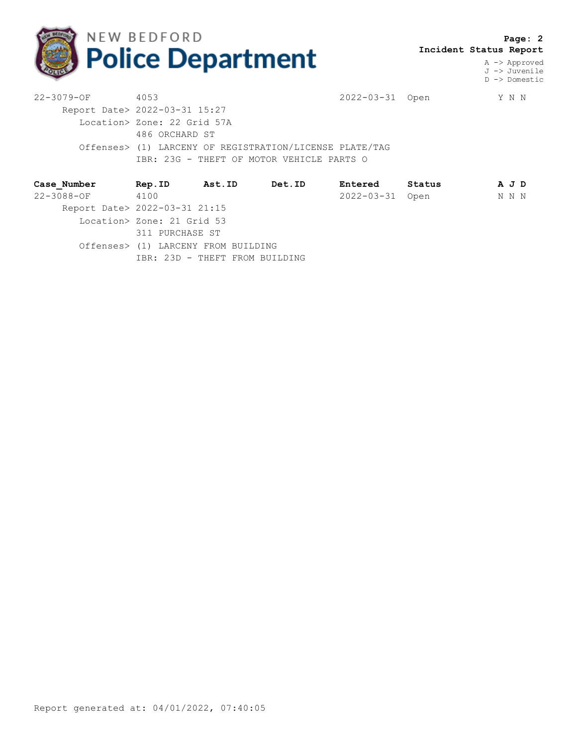NEW BEDFORD **Police Department**

**Incident Status Report**

A -> Approved
J -> Juvenile
D -> Domestic

```
22-3079-OF        4053                                 2022-03-31  Open          Y N N
     Report Date> 2022-03-31 15:27
        Location> Zone: 22 Grid 57A
                  486 ORCHARD ST
        Offenses> (1) LARCENY OF REGISTRATION/LICENSE PLATE/TAG
                  IBR: 23G - THEFT OF MOTOR VEHICLE PARTS O
```

| Case_Number | Rep.ID | Ast.ID | Det.ID | Entered | Status | A J D |
|---|---|---|---|---|---|---|
| 22-3088-OF | 4100 | | | 2022-03-31 | Open | N N N |

```
     Report Date> 2022-03-31 21:15
        Location> Zone: 21 Grid 53
                  311 PURCHASE ST
        Offenses> (1) LARCENY FROM BUILDING
                  IBR: 23D - THEFT FROM BUILDING
```

Report generated at: 04/01/2022, 07:40:05